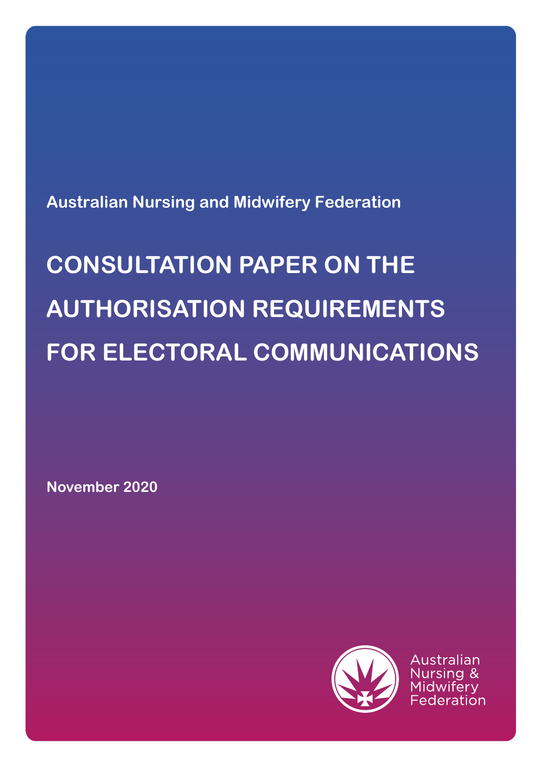Australian Nursing and Midwifery Federation

# CONSULTATION PAPER ON THE AUTHORISATION REQUIREMENTS FOR ELECTORAL COMMUNICATIONS

November 2020

Australian Nursing & Midwifery Federation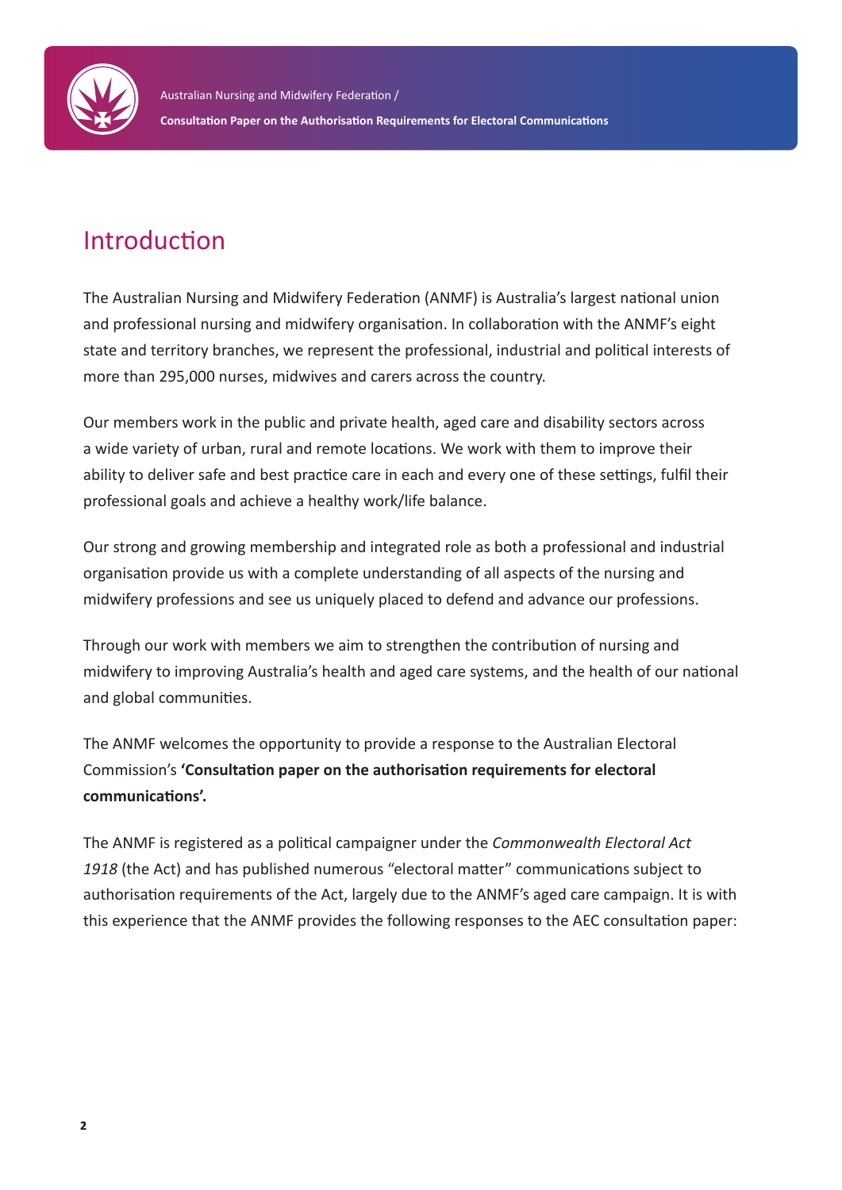# Introduction

The Australian Nursing and Midwifery Federation (ANMF) is Australia's largest national union and professional nursing and midwifery organisation. In collaboration with the ANMF's eight state and territory branches, we represent the professional, industrial and political interests of more than 295,000 nurses, midwives and carers across the country.

Our members work in the public and private health, aged care and disability sectors across a wide variety of urban, rural and remote locations. We work with them to improve their ability to deliver safe and best practice care in each and every one of these settings, fulfil their professional goals and achieve a healthy work/life balance.

Our strong and growing membership and integrated role as both a professional and industrial organisation provide us with a complete understanding of all aspects of the nursing and midwifery professions and see us uniquely placed to defend and advance our professions.

Through our work with members we aim to strengthen the contribution of nursing and midwifery to improving Australia's health and aged care systems, and the health of our national and global communities.

The ANMF welcomes the opportunity to provide a response to the Australian Electoral Commission's **'Consultation paper on the authorisation requirements for electoral communications'.**

The ANMF is registered as a political campaigner under the *Commonwealth Electoral Act 1918* (the Act) and has published numerous "electoral matter" communications subject to authorisation requirements of the Act, largely due to the ANMF's aged care campaign. It is with this experience that the ANMF provides the following responses to the AEC consultation paper: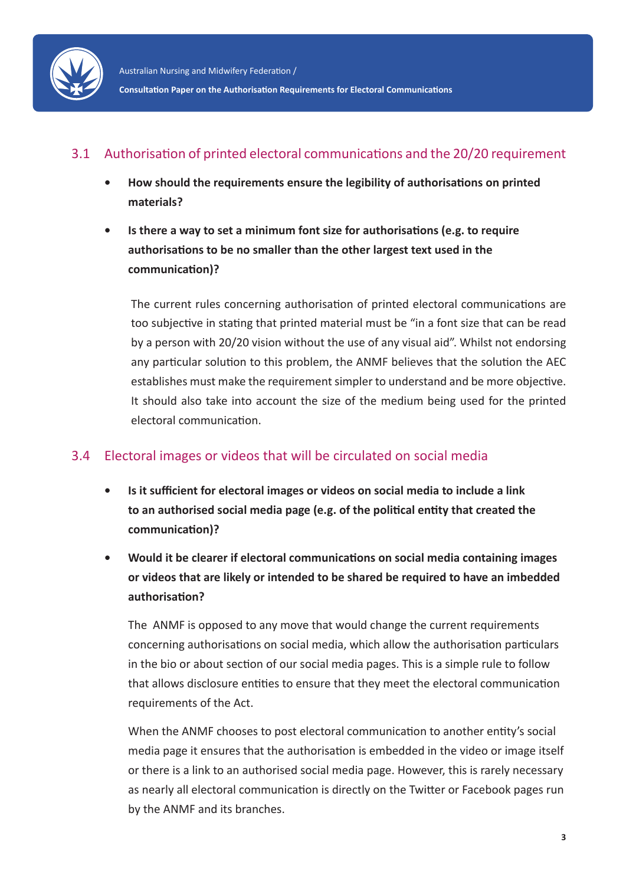## 3.1 Authorisation of printed electoral communications and the 20/20 requirement

- **How should the requirements ensure the legibility of authorisations on printed materials?**
- **Is there a way to set a minimum font size for authorisations (e.g. to require authorisations to be no smaller than the other largest text used in the communication)?**

The current rules concerning authorisation of printed electoral communications are too subjective in stating that printed material must be "in a font size that can be read by a person with 20/20 vision without the use of any visual aid". Whilst not endorsing any particular solution to this problem, the ANMF believes that the solution the AEC establishes must make the requirement simpler to understand and be more objective. It should also take into account the size of the medium being used for the printed electoral communication.

## 3.4 Electoral images or videos that will be circulated on social media

- **Is it sufficient for electoral images or videos on social media to include a link to an authorised social media page (e.g. of the political entity that created the communication)?**
- **Would it be clearer if electoral communications on social media containing images or videos that are likely or intended to be shared be required to have an imbedded authorisation?**

The ANMF is opposed to any move that would change the current requirements concerning authorisations on social media, which allow the authorisation particulars in the bio or about section of our social media pages. This is a simple rule to follow that allows disclosure entities to ensure that they meet the electoral communication requirements of the Act.

When the ANMF chooses to post electoral communication to another entity's social media page it ensures that the authorisation is embedded in the video or image itself or there is a link to an authorised social media page. However, this is rarely necessary as nearly all electoral communication is directly on the Twitter or Facebook pages run by the ANMF and its branches.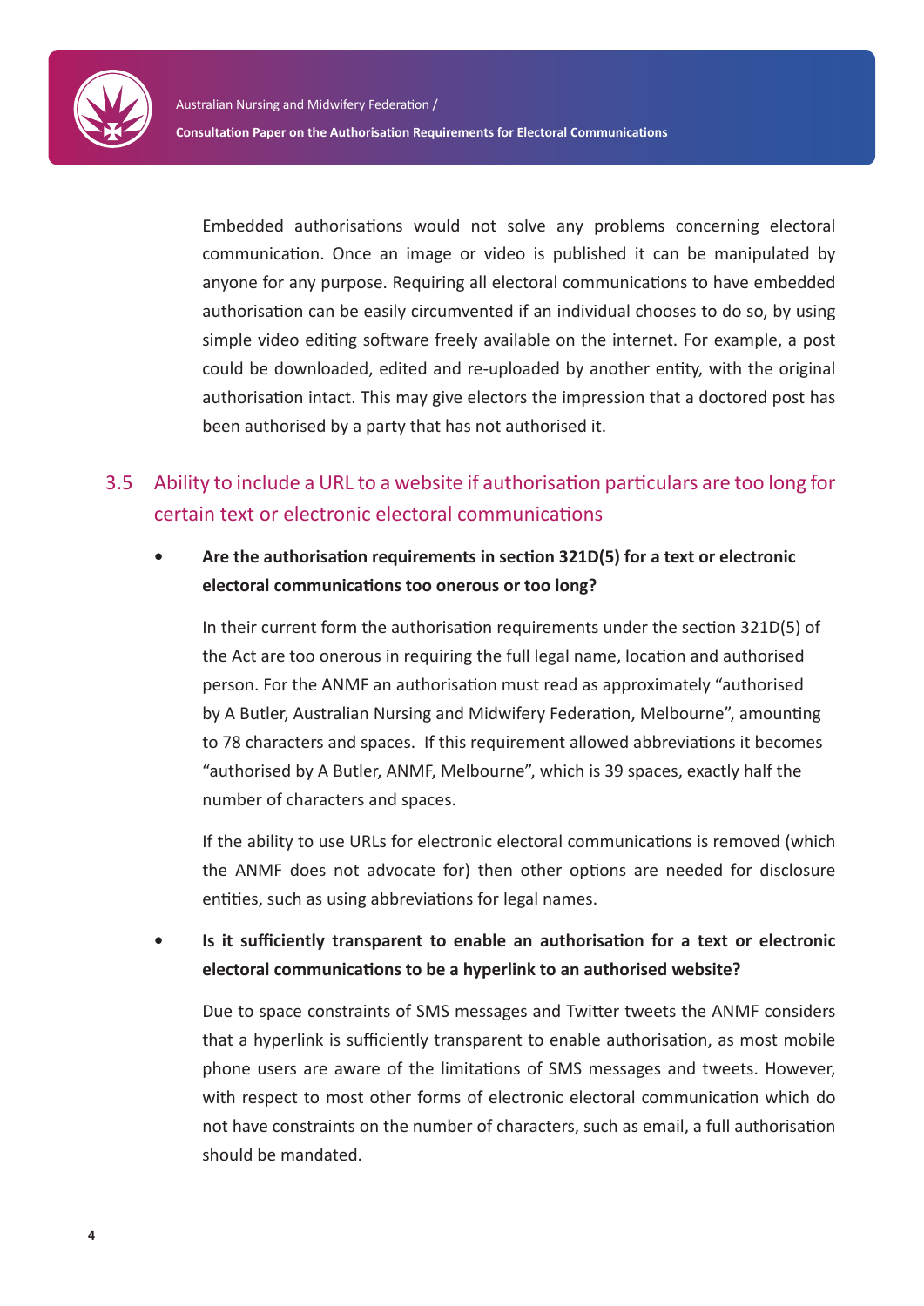Embedded authorisations would not solve any problems concerning electoral communication. Once an image or video is published it can be manipulated by anyone for any purpose. Requiring all electoral communications to have embedded authorisation can be easily circumvented if an individual chooses to do so, by using simple video editing software freely available on the internet. For example, a post could be downloaded, edited and re-uploaded by another entity, with the original authorisation intact. This may give electors the impression that a doctored post has been authorised by a party that has not authorised it.

## 3.5 Ability to include a URL to a website if authorisation particulars are too long for certain text or electronic electoral communications

- **Are the authorisation requirements in section 321D(5) for a text or electronic electoral communications too onerous or too long?**

  In their current form the authorisation requirements under the section 321D(5) of the Act are too onerous in requiring the full legal name, location and authorised person. For the ANMF an authorisation must read as approximately "authorised by A Butler, Australian Nursing and Midwifery Federation, Melbourne", amounting to 78 characters and spaces. If this requirement allowed abbreviations it becomes "authorised by A Butler, ANMF, Melbourne", which is 39 spaces, exactly half the number of characters and spaces.

  If the ability to use URLs for electronic electoral communications is removed (which the ANMF does not advocate for) then other options are needed for disclosure entities, such as using abbreviations for legal names.

- **Is it sufficiently transparent to enable an authorisation for a text or electronic electoral communications to be a hyperlink to an authorised website?**

  Due to space constraints of SMS messages and Twitter tweets the ANMF considers that a hyperlink is sufficiently transparent to enable authorisation, as most mobile phone users are aware of the limitations of SMS messages and tweets. However, with respect to most other forms of electronic electoral communication which do not have constraints on the number of characters, such as email, a full authorisation should be mandated.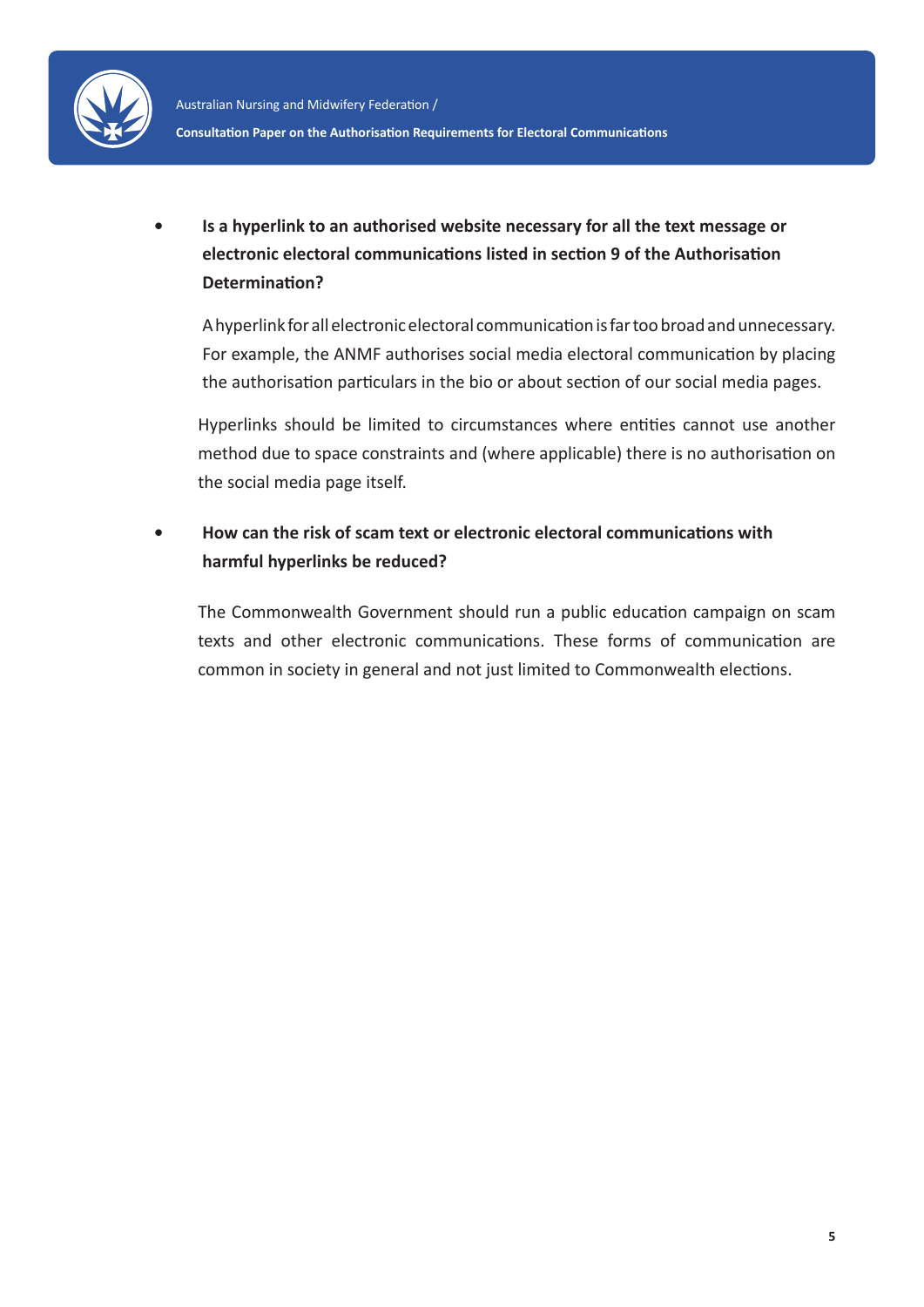- **Is a hyperlink to an authorised website necessary for all the text message or electronic electoral communications listed in section 9 of the Authorisation Determination?**

  A hyperlink for all electronic electoral communication is far too broad and unnecessary. For example, the ANMF authorises social media electoral communication by placing the authorisation particulars in the bio or about section of our social media pages.

  Hyperlinks should be limited to circumstances where entities cannot use another method due to space constraints and (where applicable) there is no authorisation on the social media page itself.

- **How can the risk of scam text or electronic electoral communications with harmful hyperlinks be reduced?**

  The Commonwealth Government should run a public education campaign on scam texts and other electronic communications. These forms of communication are common in society in general and not just limited to Commonwealth elections.